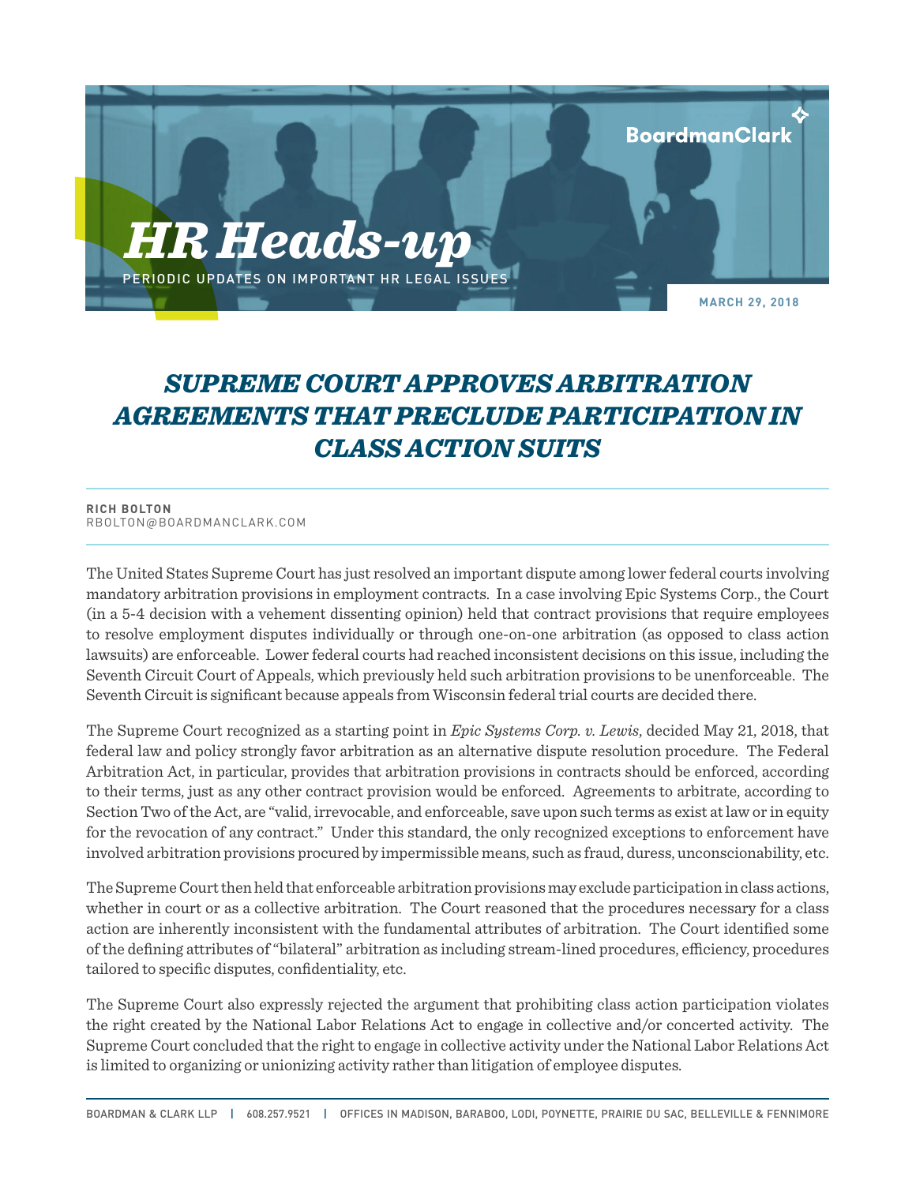BoardmanClark

# *HR Heads-up*

PERIODIC UPDATES ON IMPORTANT HR LEGAL ISSUES

MARCH 29, 2018

## *SUPREME COURT APPROVES ARBITRATION AGREEMENTS THAT PRECLUDE PARTICIPATION IN CLASS ACTION SUITS*

**RICH BOLTON**
RBOLTON@BOARDMANCLARK.COM

The United States Supreme Court has just resolved an important dispute among lower federal courts involving mandatory arbitration provisions in employment contracts. In a case involving Epic Systems Corp., the Court (in a 5-4 decision with a vehement dissenting opinion) held that contract provisions that require employees to resolve employment disputes individually or through one-on-one arbitration (as opposed to class action lawsuits) are enforceable. Lower federal courts had reached inconsistent decisions on this issue, including the Seventh Circuit Court of Appeals, which previously held such arbitration provisions to be unenforceable. The Seventh Circuit is significant because appeals from Wisconsin federal trial courts are decided there.

The Supreme Court recognized as a starting point in *Epic Systems Corp. v. Lewis*, decided May 21, 2018, that federal law and policy strongly favor arbitration as an alternative dispute resolution procedure. The Federal Arbitration Act, in particular, provides that arbitration provisions in contracts should be enforced, according to their terms, just as any other contract provision would be enforced. Agreements to arbitrate, according to Section Two of the Act, are "valid, irrevocable, and enforceable, save upon such terms as exist at law or in equity for the revocation of any contract." Under this standard, the only recognized exceptions to enforcement have involved arbitration provisions procured by impermissible means, such as fraud, duress, unconscionability, etc.

The Supreme Court then held that enforceable arbitration provisions may exclude participation in class actions, whether in court or as a collective arbitration. The Court reasoned that the procedures necessary for a class action are inherently inconsistent with the fundamental attributes of arbitration. The Court identified some of the defining attributes of "bilateral" arbitration as including stream-lined procedures, efficiency, procedures tailored to specific disputes, confidentiality, etc.

The Supreme Court also expressly rejected the argument that prohibiting class action participation violates the right created by the National Labor Relations Act to engage in collective and/or concerted activity. The Supreme Court concluded that the right to engage in collective activity under the National Labor Relations Act is limited to organizing or unionizing activity rather than litigation of employee disputes.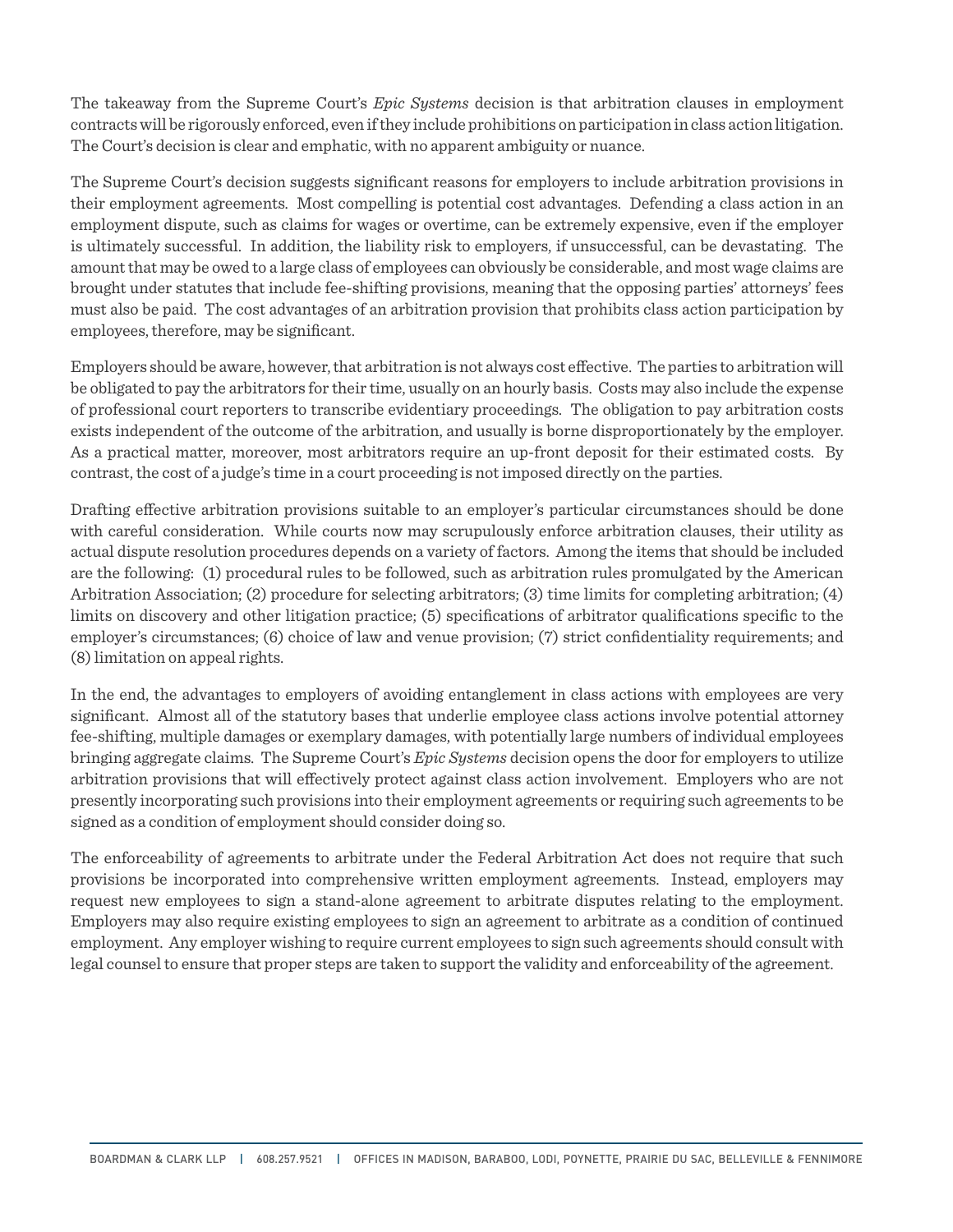The takeaway from the Supreme Court's *Epic Systems* decision is that arbitration clauses in employment contracts will be rigorously enforced, even if they include prohibitions on participation in class action litigation. The Court's decision is clear and emphatic, with no apparent ambiguity or nuance.

The Supreme Court's decision suggests significant reasons for employers to include arbitration provisions in their employment agreements. Most compelling is potential cost advantages. Defending a class action in an employment dispute, such as claims for wages or overtime, can be extremely expensive, even if the employer is ultimately successful. In addition, the liability risk to employers, if unsuccessful, can be devastating. The amount that may be owed to a large class of employees can obviously be considerable, and most wage claims are brought under statutes that include fee-shifting provisions, meaning that the opposing parties' attorneys' fees must also be paid. The cost advantages of an arbitration provision that prohibits class action participation by employees, therefore, may be significant.

Employers should be aware, however, that arbitration is not always cost effective. The parties to arbitration will be obligated to pay the arbitrators for their time, usually on an hourly basis. Costs may also include the expense of professional court reporters to transcribe evidentiary proceedings. The obligation to pay arbitration costs exists independent of the outcome of the arbitration, and usually is borne disproportionately by the employer. As a practical matter, moreover, most arbitrators require an up-front deposit for their estimated costs. By contrast, the cost of a judge's time in a court proceeding is not imposed directly on the parties.

Drafting effective arbitration provisions suitable to an employer's particular circumstances should be done with careful consideration. While courts now may scrupulously enforce arbitration clauses, their utility as actual dispute resolution procedures depends on a variety of factors. Among the items that should be included are the following: (1) procedural rules to be followed, such as arbitration rules promulgated by the American Arbitration Association; (2) procedure for selecting arbitrators; (3) time limits for completing arbitration; (4) limits on discovery and other litigation practice; (5) specifications of arbitrator qualifications specific to the employer's circumstances; (6) choice of law and venue provision; (7) strict confidentiality requirements; and (8) limitation on appeal rights.

In the end, the advantages to employers of avoiding entanglement in class actions with employees are very significant. Almost all of the statutory bases that underlie employee class actions involve potential attorney fee-shifting, multiple damages or exemplary damages, with potentially large numbers of individual employees bringing aggregate claims. The Supreme Court's *Epic Systems* decision opens the door for employers to utilize arbitration provisions that will effectively protect against class action involvement. Employers who are not presently incorporating such provisions into their employment agreements or requiring such agreements to be signed as a condition of employment should consider doing so.

The enforceability of agreements to arbitrate under the Federal Arbitration Act does not require that such provisions be incorporated into comprehensive written employment agreements. Instead, employers may request new employees to sign a stand-alone agreement to arbitrate disputes relating to the employment. Employers may also require existing employees to sign an agreement to arbitrate as a condition of continued employment. Any employer wishing to require current employees to sign such agreements should consult with legal counsel to ensure that proper steps are taken to support the validity and enforceability of the agreement.